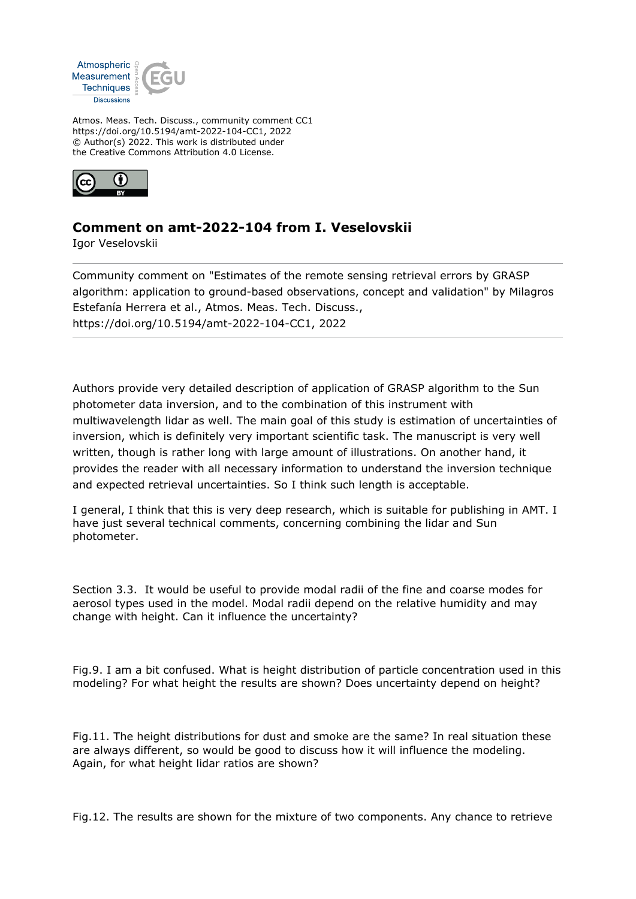Atmos. Meas. Tech. Discuss., community comment CC1
https://doi.org/10.5194/amt-2022-104-CC1, 2022
© Author(s) 2022. This work is distributed under
the Creative Commons Attribution 4.0 License.

## Comment on amt-2022-104 from I. Veselovskii

Igor Veselovskii

Community comment on "Estimates of the remote sensing retrieval errors by GRASP algorithm: application to ground-based observations, concept and validation" by Milagros Estefanía Herrera et al., Atmos. Meas. Tech. Discuss., https://doi.org/10.5194/amt-2022-104-CC1, 2022

Authors provide very detailed description of application of GRASP algorithm to the Sun photometer data inversion, and to the combination of this instrument with multiwavelength lidar as well. The main goal of this study is estimation of uncertainties of inversion, which is definitely very important scientific task. The manuscript is very well written, though is rather long with large amount of illustrations. On another hand, it provides the reader with all necessary information to understand the inversion technique and expected retrieval uncertainties. So I think such length is acceptable.

I general, I think that this is very deep research, which is suitable for publishing in AMT. I have just several technical comments, concerning combining the lidar and Sun photometer.

Section 3.3. It would be useful to provide modal radii of the fine and coarse modes for aerosol types used in the model. Modal radii depend on the relative humidity and may change with height. Can it influence the uncertainty?

Fig.9. I am a bit confused. What is height distribution of particle concentration used in this modeling? For what height the results are shown? Does uncertainty depend on height?

Fig.11. The height distributions for dust and smoke are the same? In real situation these are always different, so would be good to discuss how it will influence the modeling. Again, for what height lidar ratios are shown?

Fig.12. The results are shown for the mixture of two components. Any chance to retrieve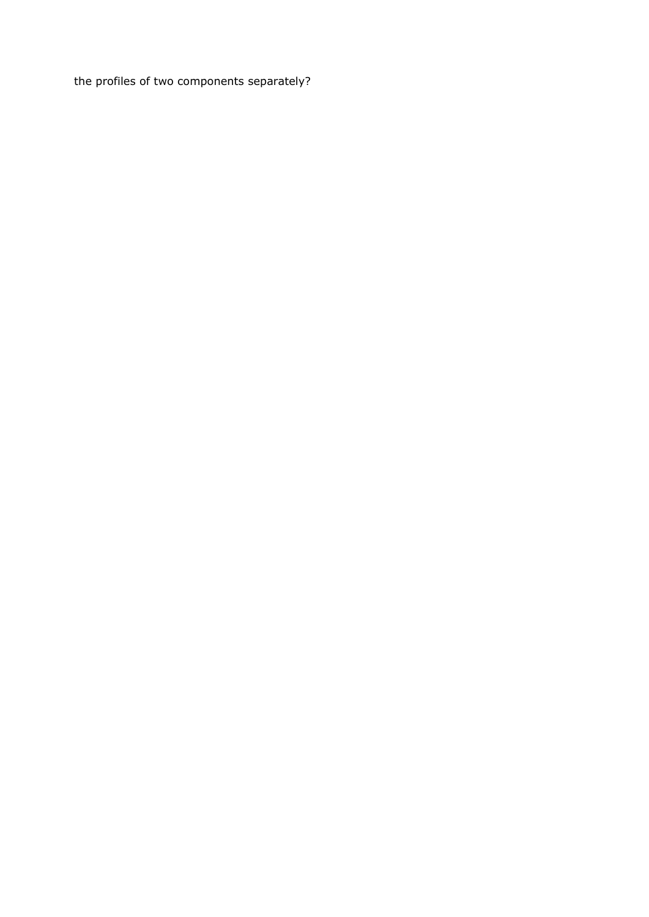the profiles of two components separately?